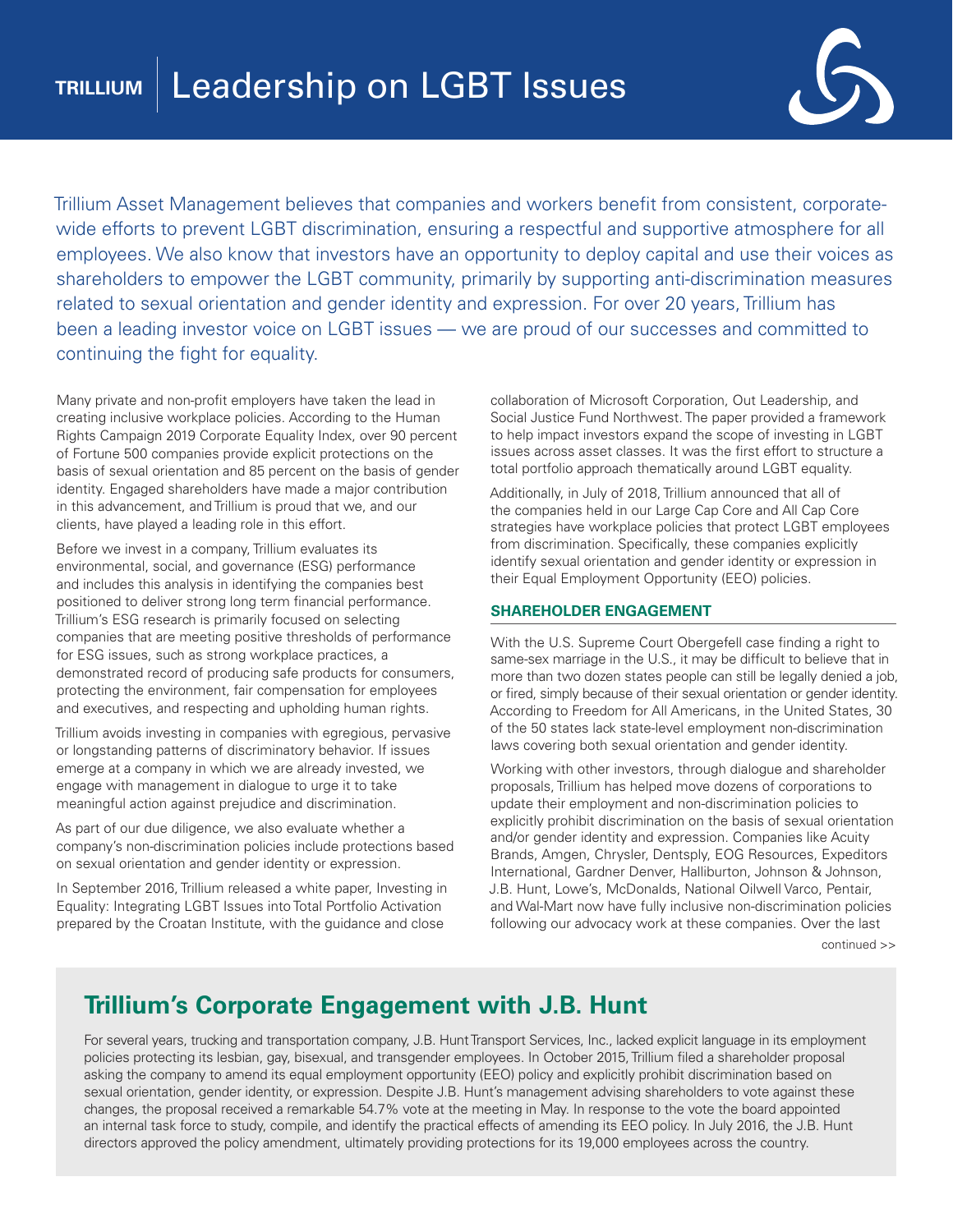# TRILLIUM | Leadership on LGBT Issues

Trillium Asset Management believes that companies and workers benefit from consistent, corporate-wide efforts to prevent LGBT discrimination, ensuring a respectful and supportive atmosphere for all employees. We also know that investors have an opportunity to deploy capital and use their voices as shareholders to empower the LGBT community, primarily by supporting anti-discrimination measures related to sexual orientation and gender identity and expression. For over 20 years, Trillium has been a leading investor voice on LGBT issues — we are proud of our successes and committed to continuing the fight for equality.

Many private and non-profit employers have taken the lead in creating inclusive workplace policies. According to the Human Rights Campaign 2019 Corporate Equality Index, over 90 percent of Fortune 500 companies provide explicit protections on the basis of sexual orientation and 85 percent on the basis of gender identity. Engaged shareholders have made a major contribution in this advancement, and Trillium is proud that we, and our clients, have played a leading role in this effort.

Before we invest in a company, Trillium evaluates its environmental, social, and governance (ESG) performance and includes this analysis in identifying the companies best positioned to deliver strong long term financial performance. Trillium's ESG research is primarily focused on selecting companies that are meeting positive thresholds of performance for ESG issues, such as strong workplace practices, a demonstrated record of producing safe products for consumers, protecting the environment, fair compensation for employees and executives, and respecting and upholding human rights.

Trillium avoids investing in companies with egregious, pervasive or longstanding patterns of discriminatory behavior. If issues emerge at a company in which we are already invested, we engage with management in dialogue to urge it to take meaningful action against prejudice and discrimination.

As part of our due diligence, we also evaluate whether a company's non-discrimination policies include protections based on sexual orientation and gender identity or expression.

In September 2016, Trillium released a white paper, Investing in Equality: Integrating LGBT Issues into Total Portfolio Activation prepared by the Croatan Institute, with the guidance and close collaboration of Microsoft Corporation, Out Leadership, and Social Justice Fund Northwest. The paper provided a framework to help impact investors expand the scope of investing in LGBT issues across asset classes. It was the first effort to structure a total portfolio approach thematically around LGBT equality.

Additionally, in July of 2018, Trillium announced that all of the companies held in our Large Cap Core and All Cap Core strategies have workplace policies that protect LGBT employees from discrimination. Specifically, these companies explicitly identify sexual orientation and gender identity or expression in their Equal Employment Opportunity (EEO) policies.

### SHAREHOLDER ENGAGEMENT

With the U.S. Supreme Court Obergefell case finding a right to same-sex marriage in the U.S., it may be difficult to believe that in more than two dozen states people can still be legally denied a job, or fired, simply because of their sexual orientation or gender identity. According to Freedom for All Americans, in the United States, 30 of the 50 states lack state-level employment non-discrimination laws covering both sexual orientation and gender identity.

Working with other investors, through dialogue and shareholder proposals, Trillium has helped move dozens of corporations to update their employment and non-discrimination policies to explicitly prohibit discrimination on the basis of sexual orientation and/or gender identity and expression. Companies like Acuity Brands, Amgen, Chrysler, Dentsply, EOG Resources, Expeditors International, Gardner Denver, Halliburton, Johnson & Johnson, J.B. Hunt, Lowe's, McDonalds, National Oilwell Varco, Pentair, and Wal-Mart now have fully inclusive non-discrimination policies following our advocacy work at these companies. Over the last

continued >>

## Trillium's Corporate Engagement with J.B. Hunt

For several years, trucking and transportation company, J.B. Hunt Transport Services, Inc., lacked explicit language in its employment policies protecting its lesbian, gay, bisexual, and transgender employees. In October 2015, Trillium filed a shareholder proposal asking the company to amend its equal employment opportunity (EEO) policy and explicitly prohibit discrimination based on sexual orientation, gender identity, or expression. Despite J.B. Hunt's management advising shareholders to vote against these changes, the proposal received a remarkable 54.7% vote at the meeting in May. In response to the vote the board appointed an internal task force to study, compile, and identify the practical effects of amending its EEO policy. In July 2016, the J.B. Hunt directors approved the policy amendment, ultimately providing protections for its 19,000 employees across the country.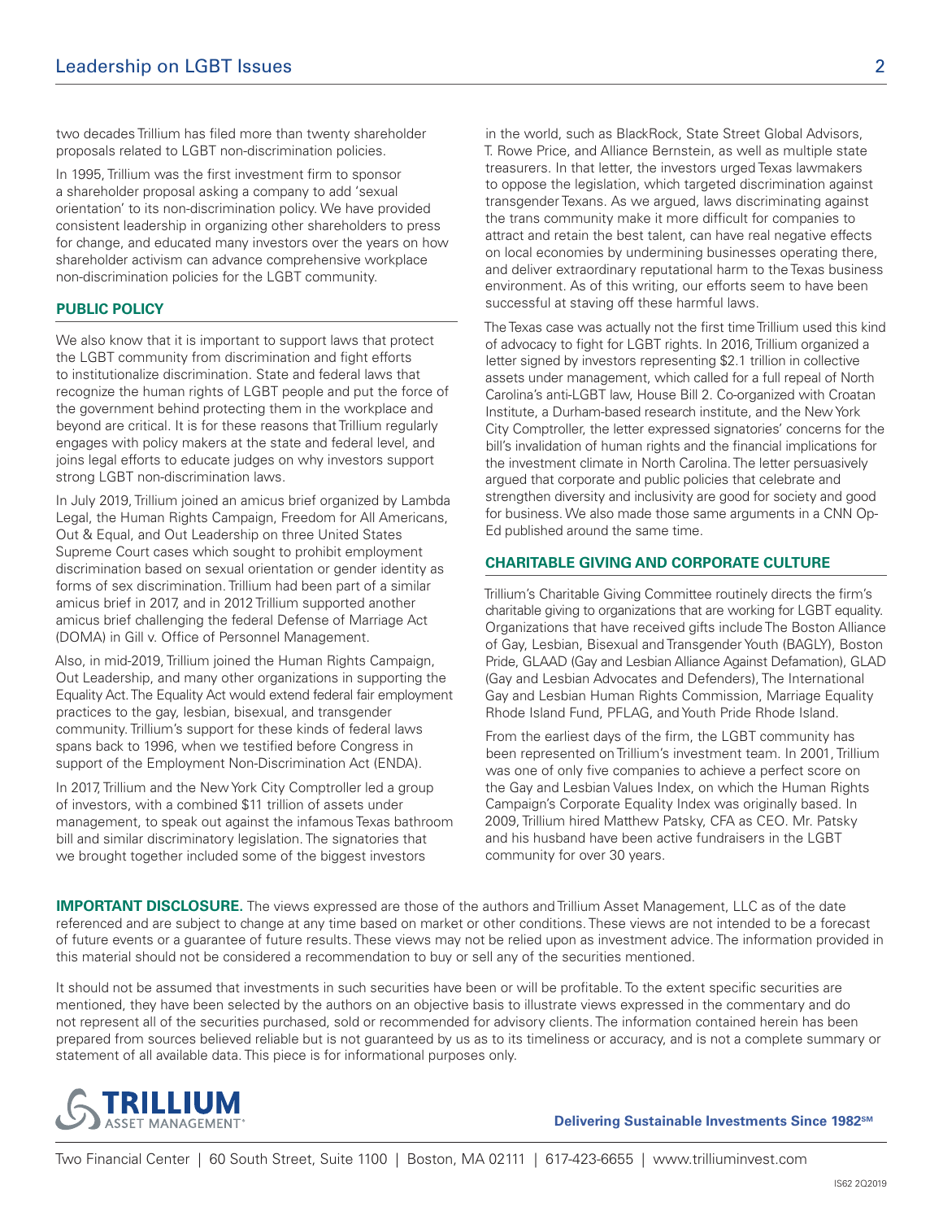two decades Trillium has filed more than twenty shareholder proposals related to LGBT non-discrimination policies.

In 1995, Trillium was the first investment firm to sponsor a shareholder proposal asking a company to add 'sexual orientation' to its non-discrimination policy. We have provided consistent leadership in organizing other shareholders to press for change, and educated many investors over the years on how shareholder activism can advance comprehensive workplace non-discrimination policies for the LGBT community.

## PUBLIC POLICY

We also know that it is important to support laws that protect the LGBT community from discrimination and fight efforts to institutionalize discrimination. State and federal laws that recognize the human rights of LGBT people and put the force of the government behind protecting them in the workplace and beyond are critical. It is for these reasons that Trillium regularly engages with policy makers at the state and federal level, and joins legal efforts to educate judges on why investors support strong LGBT non-discrimination laws.

In July 2019, Trillium joined an amicus brief organized by Lambda Legal, the Human Rights Campaign, Freedom for All Americans, Out & Equal, and Out Leadership on three United States Supreme Court cases which sought to prohibit employment discrimination based on sexual orientation or gender identity as forms of sex discrimination. Trillium had been part of a similar amicus brief in 2017, and in 2012 Trillium supported another amicus brief challenging the federal Defense of Marriage Act (DOMA) in Gill v. Office of Personnel Management.

Also, in mid-2019, Trillium joined the Human Rights Campaign, Out Leadership, and many other organizations in supporting the Equality Act. The Equality Act would extend federal fair employment practices to the gay, lesbian, bisexual, and transgender community. Trillium's support for these kinds of federal laws spans back to 1996, when we testified before Congress in support of the Employment Non-Discrimination Act (ENDA).

In 2017, Trillium and the New York City Comptroller led a group of investors, with a combined $11 trillion of assets under management, to speak out against the infamous Texas bathroom bill and similar discriminatory legislation. The signatories that we brought together included some of the biggest investors in the world, such as BlackRock, State Street Global Advisors, T. Rowe Price, and Alliance Bernstein, as well as multiple state treasurers. In that letter, the investors urged Texas lawmakers to oppose the legislation, which targeted discrimination against transgender Texans. As we argued, laws discriminating against the trans community make it more difficult for companies to attract and retain the best talent, can have real negative effects on local economies by undermining businesses operating there, and deliver extraordinary reputational harm to the Texas business environment. As of this writing, our efforts seem to have been successful at staving off these harmful laws.

The Texas case was actually not the first time Trillium used this kind of advocacy to fight for LGBT rights. In 2016, Trillium organized a letter signed by investors representing $2.1 trillion in collective assets under management, which called for a full repeal of North Carolina's anti-LGBT law, House Bill 2. Co-organized with Croatan Institute, a Durham-based research institute, and the New York City Comptroller, the letter expressed signatories' concerns for the bill's invalidation of human rights and the financial implications for the investment climate in North Carolina. The letter persuasively argued that corporate and public policies that celebrate and strengthen diversity and inclusivity are good for society and good for business. We also made those same arguments in a CNN Op-Ed published around the same time.

## CHARITABLE GIVING AND CORPORATE CULTURE

Trillium's Charitable Giving Committee routinely directs the firm's charitable giving to organizations that are working for LGBT equality. Organizations that have received gifts include The Boston Alliance of Gay, Lesbian, Bisexual and Transgender Youth (BAGLY), Boston Pride, GLAAD (Gay and Lesbian Alliance Against Defamation), GLAD (Gay and Lesbian Advocates and Defenders), The International Gay and Lesbian Human Rights Commission, Marriage Equality Rhode Island Fund, PFLAG, and Youth Pride Rhode Island.

From the earliest days of the firm, the LGBT community has been represented on Trillium's investment team. In 2001, Trillium was one of only five companies to achieve a perfect score on the Gay and Lesbian Values Index, on which the Human Rights Campaign's Corporate Equality Index was originally based. In 2009, Trillium hired Matthew Patsky, CFA as CEO. Mr. Patsky and his husband have been active fundraisers in the LGBT community for over 30 years.

**IMPORTANT DISCLOSURE.** The views expressed are those of the authors and Trillium Asset Management, LLC as of the date referenced and are subject to change at any time based on market or other conditions. These views are not intended to be a forecast of future events or a guarantee of future results. These views may not be relied upon as investment advice. The information provided in this material should not be considered a recommendation to buy or sell any of the securities mentioned.

It should not be assumed that investments in such securities have been or will be profitable. To the extent specific securities are mentioned, they have been selected by the authors on an objective basis to illustrate views expressed in the commentary and do not represent all of the securities purchased, sold or recommended for advisory clients. The information contained herein has been prepared from sources believed reliable but is not guaranteed by us as to its timeliness or accuracy, and is not a complete summary or statement of all available data. This piece is for informational purposes only.

TRILLIUM ASSET MANAGEMENT®

**Delivering Sustainable Investments Since 1982℠**

Two Financial Center | 60 South Street, Suite 1100 | Boston, MA 02111 | 617-423-6655 | www.trilliuminvest.com

IS62 2Q2019